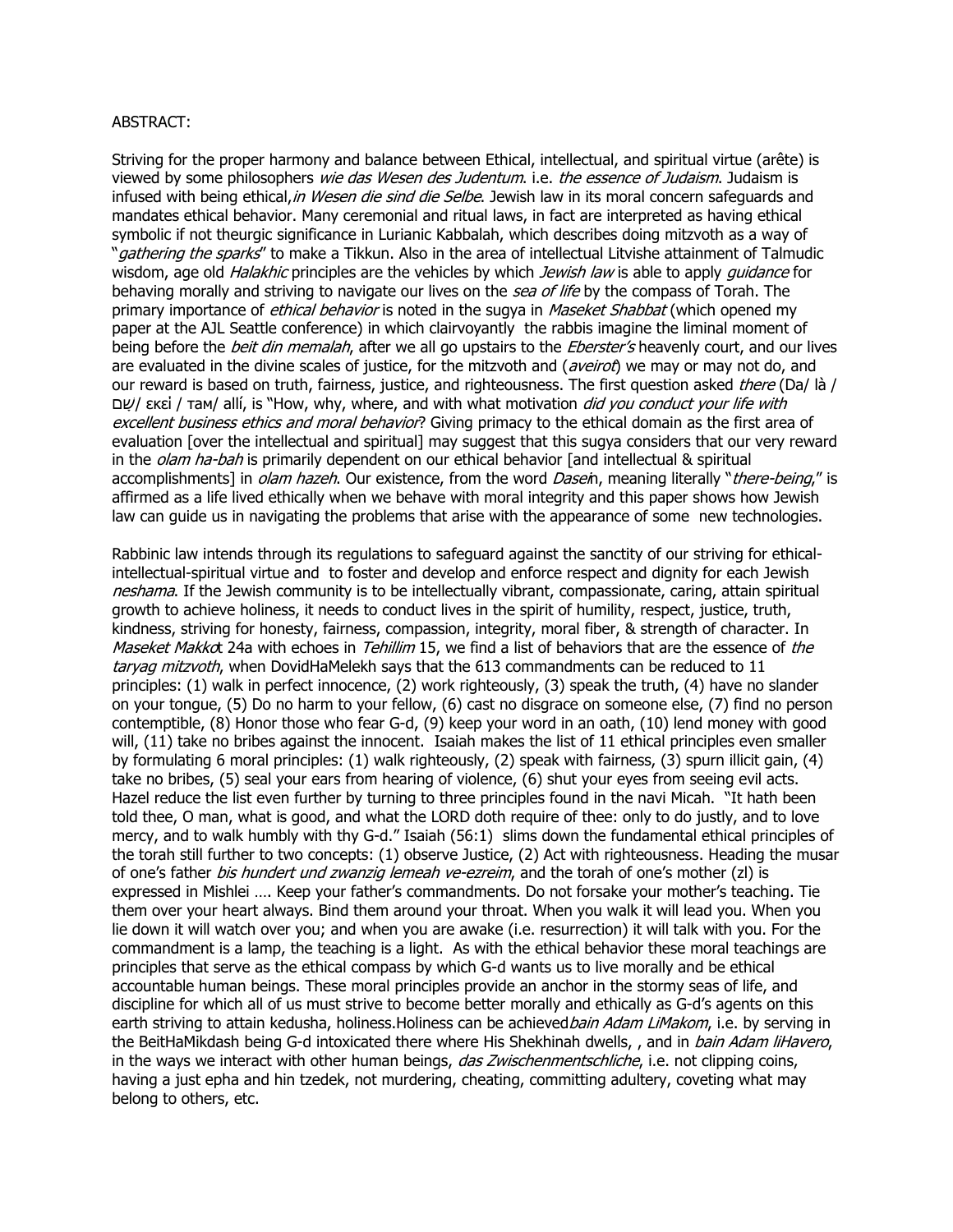ABSTRACT:

Striving for the proper harmony and balance between Ethical, intellectual, and spiritual virtue (arête) is viewed by some philosophers *wie das Wesen des Judentum*. i.e. *the essence of Judaism*. Judaism is infused with being ethical,*in Wesen die sind die Selbe*. Jewish law in its moral concern safeguards and mandates ethical behavior. Many ceremonial and ritual laws, in fact are interpreted as having ethical symbolic if not theurgic significance in Lurianic Kabbalah, which describes doing mitzvoth as a way of "*gathering the sparks*" to make a Tikkun. Also in the area of intellectual Litvishe attainment of Talmudic wisdom, age old *Halakhic* principles are the vehicles by which *Jewish law* is able to apply *guidance* for behaving morally and striving to navigate our lives on the *sea of life* by the compass of Torah. The primary importance of *ethical behavior* is noted in the sugya in *Maseket Shabbat* (which opened my paper at the AJL Seattle conference) in which clairvoyantly the rabbis imagine the liminal moment of being before the *beit din memalah*, after we all go upstairs to the *Eberster's* heavenly court, and our lives are evaluated in the divine scales of justice, for the mitzvoth and (*aveirot*) we may or may not do, and our reward is based on truth, fairness, justice, and righteousness. The first question asked *there* (Da/ là / שָׁם/ ἐκεῖ / там/ allí, is "How, why, where, and with what motivation *did you conduct your life with excellent business ethics and moral behavior*? Giving primacy to the ethical domain as the first area of evaluation [over the intellectual and spiritual] may suggest that this sugya considers that our very reward in the *olam ha-bah* is primarily dependent on our ethical behavior [and intellectual & spiritual accomplishments] in *olam hazeh*. Our existence, from the word *Dasei*n, meaning literally "*there-being*," is affirmed as a life lived ethically when we behave with moral integrity and this paper shows how Jewish law can guide us in navigating the problems that arise with the appearance of some new technologies.

Rabbinic law intends through its regulations to safeguard against the sanctity of our striving for ethical-intellectual-spiritual virtue and to foster and develop and enforce respect and dignity for each Jewish *neshama*. If the Jewish community is to be intellectually vibrant, compassionate, caring, attain spiritual growth to achieve holiness, it needs to conduct lives in the spirit of humility, respect, justice, truth, kindness, striving for honesty, fairness, compassion, integrity, moral fiber, & strength of character. In *Maseket Makko*t 24a with echoes in *Tehillim* 15, we find a list of behaviors that are the essence of *the taryag mitzvoth*, when DovidHaMelekh says that the 613 commandments can be reduced to 11 principles: (1) walk in perfect innocence, (2) work righteously, (3) speak the truth, (4) have no slander on your tongue, (5) Do no harm to your fellow, (6) cast no disgrace on someone else, (7) find no person contemptible, (8) Honor those who fear G-d, (9) keep your word in an oath, (10) lend money with good will, (11) take no bribes against the innocent. Isaiah makes the list of 11 ethical principles even smaller by formulating 6 moral principles: (1) walk righteously, (2) speak with fairness, (3) spurn illicit gain, (4) take no bribes, (5) seal your ears from hearing of violence, (6) shut your eyes from seeing evil acts. Hazel reduce the list even further by turning to three principles found in the navi Micah. "It hath been told thee, O man, what is good, and what the LORD doth require of thee: only to do justly, and to love mercy, and to walk humbly with thy G-d." Isaiah (56:1) slims down the fundamental ethical principles of the torah still further to two concepts: (1) observe Justice, (2) Act with righteousness. Heading the musar of one's father *bis hundert und zwanzig lemeah ve-ezreim*, and the torah of one's mother (zl) is expressed in Mishlei …. Keep your father's commandments. Do not forsake your mother's teaching. Tie them over your heart always. Bind them around your throat. When you walk it will lead you. When you lie down it will watch over you; and when you are awake (i.e. resurrection) it will talk with you. For the commandment is a lamp, the teaching is a light. As with the ethical behavior these moral teachings are principles that serve as the ethical compass by which G-d wants us to live morally and be ethical accountable human beings. These moral principles provide an anchor in the stormy seas of life, and discipline for which all of us must strive to become better morally and ethically as G-d's agents on this earth striving to attain kedusha, holiness.Holiness can be achieved*bain Adam LiMakom*, i.e. by serving in the BeitHaMikdash being G-d intoxicated there where His Shekhinah dwells, , and in *bain Adam liHavero*, in the ways we interact with other human beings, *das Zwischenmentschliche*, i.e. not clipping coins, having a just epha and hin tzedek, not murdering, cheating, committing adultery, coveting what may belong to others, etc.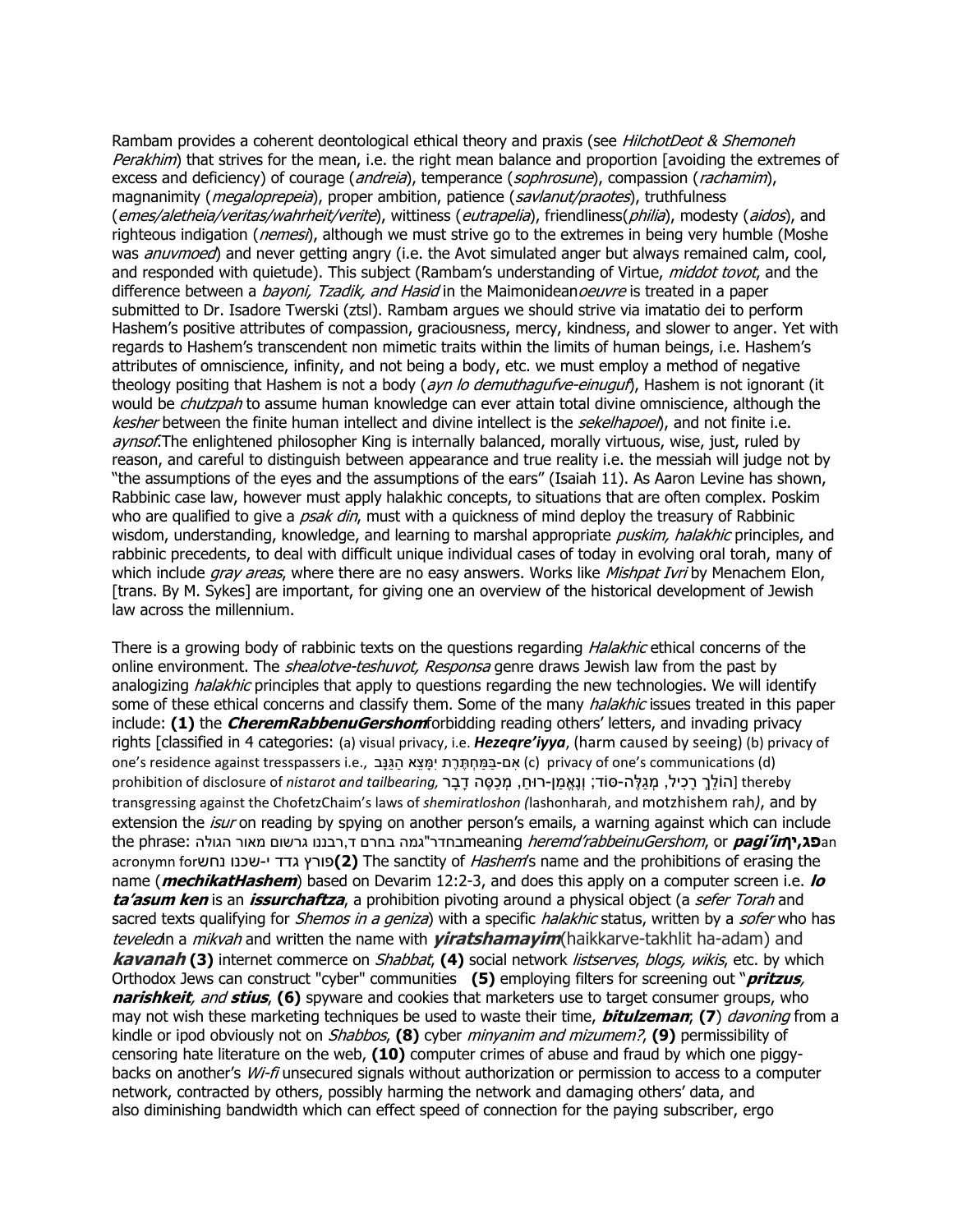Rambam provides a coherent deontological ethical theory and praxis (see *HilchotDeot & Shemoneh Perakhim*) that strives for the mean, i.e. the right mean balance and proportion [avoiding the extremes of excess and deficiency) of courage (*andreia*), temperance (*sophrosune*), compassion (*rachamim*), magnanimity (*megaloprepeia*), proper ambition, patience (*savlanut/praotes*), truthfulness (*emes/aletheia/veritas/wahrheit/verite*), wittiness (*eutrapelia*), friendliness(*philia*), modesty (*aidos*), and righteous indigation (*nemesi*), although we must strive go to the extremes in being very humble (Moshe was *anuvmoed*) and never getting angry (i.e. the Avot simulated anger but always remained calm, cool, and responded with quietude). This subject (Rambam's understanding of Virtue, *middot tovot*, and the difference between a *bayoni, Tzadik, and Hasid* in the Maimonidean*oeuvre* is treated in a paper submitted to Dr. Isadore Twerski (ztsl). Rambam argues we should strive via imatatio dei to perform Hashem's positive attributes of compassion, graciousness, mercy, kindness, and slower to anger. Yet with regards to Hashem's transcendent non mimetic traits within the limits of human beings, i.e. Hashem's attributes of omniscience, infinity, and not being a body, etc. we must employ a method of negative theology positing that Hashem is not a body (*ayn lo demuthagufve-einuguf*), Hashem is not ignorant (it would be *chutzpah* to assume human knowledge can ever attain total divine omniscience, although the *kesher* between the finite human intellect and divine intellect is the *sekelhapoel*), and not finite i.e. *aynsof*.The enlightened philosopher King is internally balanced, morally virtuous, wise, just, ruled by reason, and careful to distinguish between appearance and true reality i.e. the messiah will judge not by "the assumptions of the eyes and the assumptions of the ears" (Isaiah 11). As Aaron Levine has shown, Rabbinic case law, however must apply halakhic concepts, to situations that are often complex. Poskim who are qualified to give a *psak din*, must with a quickness of mind deploy the treasury of Rabbinic wisdom, understanding, knowledge, and learning to marshal appropriate *puskim, halakhic* principles, and rabbinic precedents, to deal with difficult unique individual cases of today in evolving oral torah, many of which include *gray areas*, where there are no easy answers. Works like *Mishpat Ivri* by Menachem Elon, [trans. By M. Sykes] are important, for giving one an overview of the historical development of Jewish law across the millennium.

There is a growing body of rabbinic texts on the questions regarding *Halakhic* ethical concerns of the online environment. The *shealotve-teshuvot, Responsa* genre draws Jewish law from the past by analogizing *halakhic* principles that apply to questions regarding the new technologies. We will identify some of these ethical concerns and classify them. Some of the many *halakhic* issues treated in this paper include: **(1)** the ***CheremRabbenuGershom***forbidding reading others' letters, and invading privacy rights [classified in 4 categories: (a) visual privacy, i.e. ***Hezeqre'iyya***, (harm caused by seeing) (b) privacy of one's residence against tresspassers i.e., אִם-בַּמַּחְתֶּרֶת יִמָּצֵא הַגַּנָּב (c) privacy of one's communications (d) prohibition of disclosure of *nistarot and tailbearing,* [הוֹלֵךְ רָכִיל, מְגַלֶּה-סּוֹד; וְנֶאֱמַן-רוּחַ, מְכַסֶּה דָבָר] thereby transgressing against the ChofetzChaim's laws of *shemiratloshon (*lashonharah, and motzhishem rah*)*, and by extension the *isur* on reading by spying on another person's emails, a warning against which can include the phrase: בחדר"גמה בחרם ד,רבננו גרשום מאור הגולה meaning *heremd'rabbeinuGershom*, or ***pagi'in*פג,יץ** an acronymn for פורץ גדד י-שכנו נחש **(2)** The sanctity of *Hashem*'s name and the prohibitions of erasing the name (***mechikatHashem***) based on Devarim 12:2-3, and does this apply on a computer screen i.e. ***lo ta'asum ken*** is an ***issurchaftza***, a prohibition pivoting around a physical object (a *sefer Torah* and sacred texts qualifying for *Shemos in a geniza*) with a specific *halakhic* status, written by a *sofer* who has *teveled*in a *mikvah* and written the name with ***yiratshamayim***(haikkarve-takhlit ha-adam) and ***kavanah*** **(3)** internet commerce on *Shabbat*, **(4)** social network *listserves, blogs, wikis*, etc. by which Orthodox Jews can construct "cyber" communities **(5)** employing filters for screening out "***pritzus, narishkeit**, and **stius***, **(6)** spyware and cookies that marketers use to target consumer groups, who may not wish these marketing techniques be used to waste their time, ***bitulzeman***; **(7**) *davoning* from a kindle or ipod obviously not on *Shabbos*, **(8)** cyber *minyanim and mizumem?*, **(9)** permissibility of censoring hate literature on the web, **(10)** computer crimes of abuse and fraud by which one piggy-backs on another's *Wi-fi* unsecured signals without authorization or permission to access to a computer network, contracted by others, possibly harming the network and damaging others' data, and also diminishing bandwidth which can effect speed of connection for the paying subscriber, ergo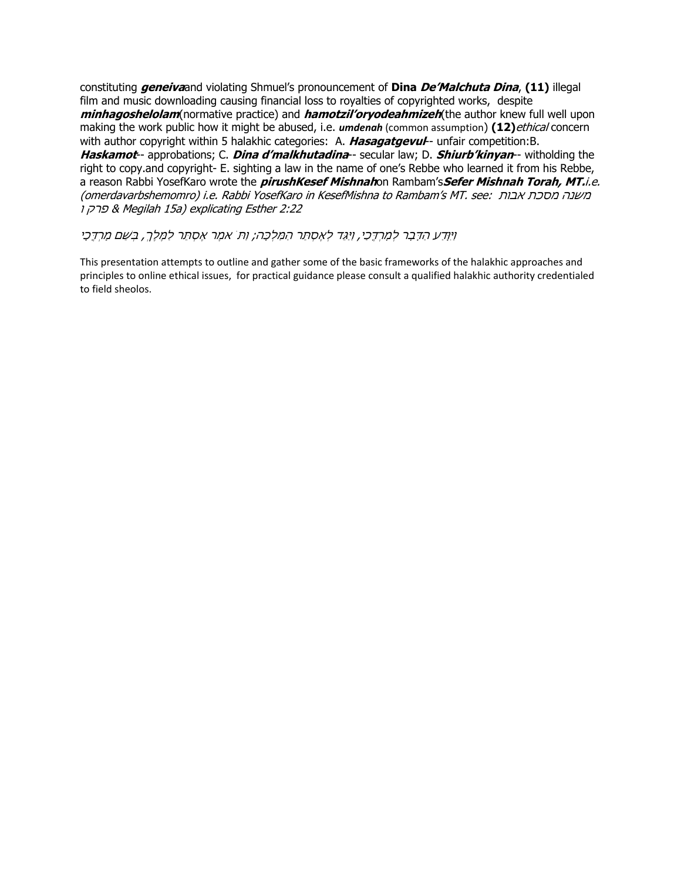constituting ***geneiva*** and violating Shmuel's pronouncement of **Dina *De'Malchuta Dina***, **(11)** illegal film and music downloading causing financial loss to royalties of copyrighted works, despite ***minhagoshelolam*** (normative practice) and ***hamotzil'oryodeahmizeh*** (the author knew full well upon making the work public how it might be abused, i.e. ***umdenah*** (common assumption) **(12)** *ethical* concern with author copyright within 5 halakhic categories: A. ***Hasagatgevul*** -- unfair competition:B. ***Haskamot*** -- approbations; C. ***Dina d'malkhutadina*** -- secular law; D. ***Shiurb'kinyan*** -- witholding the right to copy.and copyright- E. sighting a law in the name of one's Rebbe who learned it from his Rebbe, a reason Rabbi YosefKaro wrote the ***pirushKesef Mishnah*** on Rambam's ***Sefer Mishnah Torah, MT.*** *i.e. (omerdavarbshemomro) i.e. Rabbi YosefKaro in KesefMishna to Rambam's MT. see: משנה מסכת אבות פרק ו & Megilah 15a) explicating Esther 2:22*

*וַיִּוָּדַע הַדָּבָר לְמָרְדֳּכַי, וַיַּגֵּד לְאֶסְתֵּר הַמַּלְכָּה; וַתֹּאמֶר אֶסְתֵּר לַמֶּלֶךְ, בְּשֵׁם מָרְדֳּכָי*

This presentation attempts to outline and gather some of the basic frameworks of the halakhic approaches and principles to online ethical issues, for practical guidance please consult a qualified halakhic authority credentialed to field sheolos.